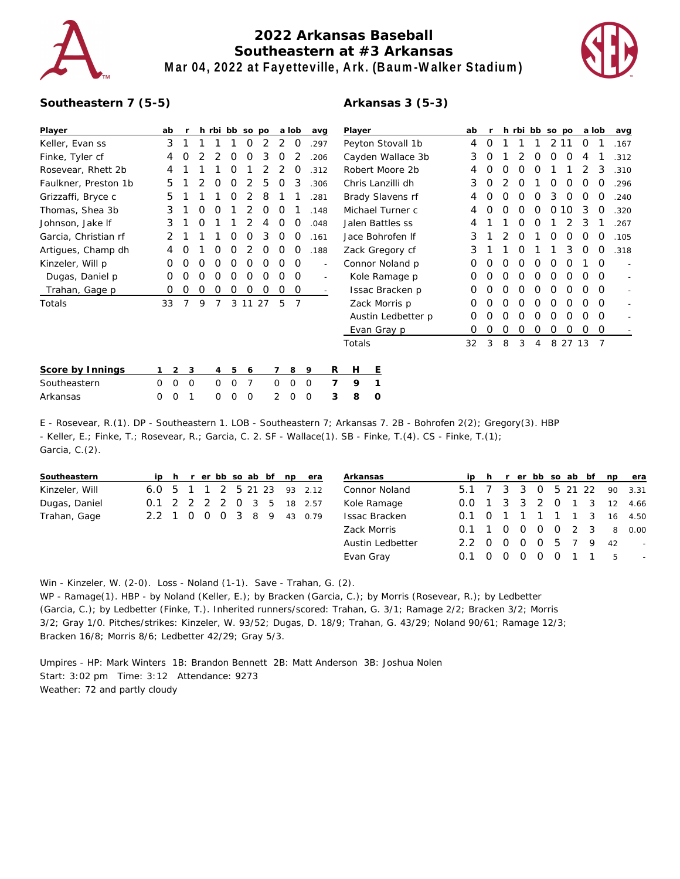# 2022 Arkansas Baseball
## Southeastern at #3 Arkansas
### Mar 04, 2022 at Fayetteville, Ark. (Baum-Walker Stadium)

**Southeastern 7 (5-5)**

| Player | ab | r | h | rbi | bb | so | po | a | lob | avg |
|---|---|---|---|---|---|---|---|---|---|---|
| Keller, Evan ss | 3 | 1 | 1 | 1 | 1 | 0 | 2 | 2 | 0 | .297 |
| Finke, Tyler cf | 4 | 0 | 2 | 2 | 0 | 0 | 3 | 0 | 2 | .206 |
| Rosevear, Rhett 2b | 4 | 1 | 1 | 1 | 0 | 1 | 2 | 2 | 0 | .312 |
| Faulkner, Preston 1b | 5 | 1 | 2 | 0 | 0 | 2 | 5 | 0 | 3 | .306 |
| Grizzaffi, Bryce c | 5 | 1 | 1 | 1 | 0 | 2 | 8 | 1 | 1 | .281 |
| Thomas, Shea 3b | 3 | 1 | 0 | 0 | 1 | 2 | 0 | 0 | 1 | .148 |
| Johnson, Jake lf | 3 | 1 | 0 | 1 | 1 | 2 | 4 | 0 | 0 | .048 |
| Garcia, Christian rf | 2 | 1 | 1 | 1 | 0 | 0 | 3 | 0 | 0 | .161 |
| Artigues, Champ dh | 4 | 0 | 1 | 0 | 0 | 2 | 0 | 0 | 0 | .188 |
| Kinzeler, Will p | 0 | 0 | 0 | 0 | 0 | 0 | 0 | 0 | 0 | - |
| Dugas, Daniel p | 0 | 0 | 0 | 0 | 0 | 0 | 0 | 0 | 0 | - |
| Trahan, Gage p | 0 | 0 | 0 | 0 | 0 | 0 | 0 | 0 | 0 | - |
| Totals | 33 | 7 | 9 | 7 | 3 | 11 | 27 | 5 | 7 | |

**Arkansas 3 (5-3)**

| Player | ab | r | h | rbi | bb | so | po | a | lob | avg |
|---|---|---|---|---|---|---|---|---|---|---|
| Peyton Stovall 1b | 4 | 0 | 1 | 1 | 1 | 2 | 11 | 0 | 1 | .167 |
| Cayden Wallace 3b | 3 | 0 | 1 | 2 | 0 | 0 | 0 | 4 | 1 | .312 |
| Robert Moore 2b | 4 | 0 | 0 | 0 | 0 | 1 | 1 | 2 | 3 | .310 |
| Chris Lanzilli dh | 3 | 0 | 2 | 0 | 1 | 0 | 0 | 0 | 0 | .296 |
| Brady Slavens rf | 4 | 0 | 0 | 0 | 0 | 3 | 0 | 0 | 0 | .240 |
| Michael Turner c | 4 | 0 | 0 | 0 | 0 | 0 | 10 | 3 | 0 | .320 |
| Jalen Battles ss | 4 | 1 | 1 | 0 | 0 | 1 | 2 | 3 | 1 | .267 |
| Jace Bohrofen lf | 3 | 1 | 2 | 0 | 1 | 0 | 0 | 0 | 0 | .105 |
| Zack Gregory cf | 3 | 1 | 1 | 0 | 1 | 1 | 3 | 0 | 0 | .318 |
| Connor Noland p | 0 | 0 | 0 | 0 | 0 | 0 | 0 | 1 | 0 | - |
| Kole Ramage p | 0 | 0 | 0 | 0 | 0 | 0 | 0 | 0 | 0 | - |
| Issac Bracken p | 0 | 0 | 0 | 0 | 0 | 0 | 0 | 0 | 0 | - |
| Zack Morris p | 0 | 0 | 0 | 0 | 0 | 0 | 0 | 0 | 0 | - |
| Austin Ledbetter p | 0 | 0 | 0 | 0 | 0 | 0 | 0 | 0 | 0 | - |
| Evan Gray p | 0 | 0 | 0 | 0 | 0 | 0 | 0 | 0 | 0 | - |
| Totals | 32 | 3 | 8 | 3 | 4 | 8 | 27 | 13 | 7 | |

| Score by Innings | 1 | 2 | 3 | 4 | 5 | 6 | 7 | 8 | 9 | R | H | E |
|---|---|---|---|---|---|---|---|---|---|---|---|---|
| Southeastern | 0 | 0 | 0 | 0 | 0 | 7 | 0 | 0 | 0 | 7 | 9 | 1 |
| Arkansas | 0 | 0 | 1 | 0 | 0 | 0 | 2 | 0 | 0 | 3 | 8 | 0 |

E - Rosevear, R.(1). DP - Southeastern 1. LOB - Southeastern 7; Arkansas 7. 2B - Bohrofen 2(2); Gregory(3). HBP - Keller, E.; Finke, T.; Rosevear, R.; Garcia, C. 2. SF - Wallace(1). SB - Finke, T.(4). CS - Finke, T.(1); Garcia, C.(2).

| Southeastern | ip | h | r | er | bb | so | ab | bf | np | era |
|---|---|---|---|---|---|---|---|---|---|---|
| Kinzeler, Will | 6.0 | 5 | 1 | 1 | 2 | 5 | 21 | 23 | 93 | 2.12 |
| Dugas, Daniel | 0.1 | 2 | 2 | 2 | 2 | 0 | 3 | 5 | 18 | 2.57 |
| Trahan, Gage | 2.2 | 1 | 0 | 0 | 0 | 3 | 8 | 9 | 43 | 0.79 |

| Arkansas | ip | h | r | er | bb | so | ab | bf | np | era |
|---|---|---|---|---|---|---|---|---|---|---|
| Connor Noland | 5.1 | 7 | 3 | 3 | 0 | 5 | 21 | 22 | 90 | 3.31 |
| Kole Ramage | 0.0 | 1 | 3 | 3 | 2 | 0 | 1 | 3 | 12 | 4.66 |
| Issac Bracken | 0.1 | 0 | 1 | 1 | 1 | 1 | 1 | 3 | 16 | 4.50 |
| Zack Morris | 0.1 | 1 | 0 | 0 | 0 | 0 | 2 | 3 | 8 | 0.00 |
| Austin Ledbetter | 2.2 | 0 | 0 | 0 | 0 | 5 | 7 | 9 | 42 | - |
| Evan Gray | 0.1 | 0 | 0 | 0 | 0 | 0 | 1 | 1 | 5 | - |

Win - Kinzeler, W. (2-0). Loss - Noland (1-1). Save - Trahan, G. (2).
WP - Ramage(1). HBP - by Noland (Keller, E.); by Bracken (Garcia, C.); by Morris (Rosevear, R.); by Ledbetter (Garcia, C.); by Ledbetter (Finke, T.). Inherited runners/scored: Trahan, G. 3/1; Ramage 2/2; Bracken 3/2; Morris 3/2; Gray 1/0. Pitches/strikes: Kinzeler, W. 93/52; Dugas, D. 18/9; Trahan, G. 43/29; Noland 90/61; Ramage 12/3; Bracken 16/8; Morris 8/6; Ledbetter 42/29; Gray 5/3.

Umpires - HP: Mark Winters 1B: Brandon Bennett 2B: Matt Anderson 3B: Joshua Nolen
Start: 3:02 pm Time: 3:12 Attendance: 9273
Weather: 72 and partly cloudy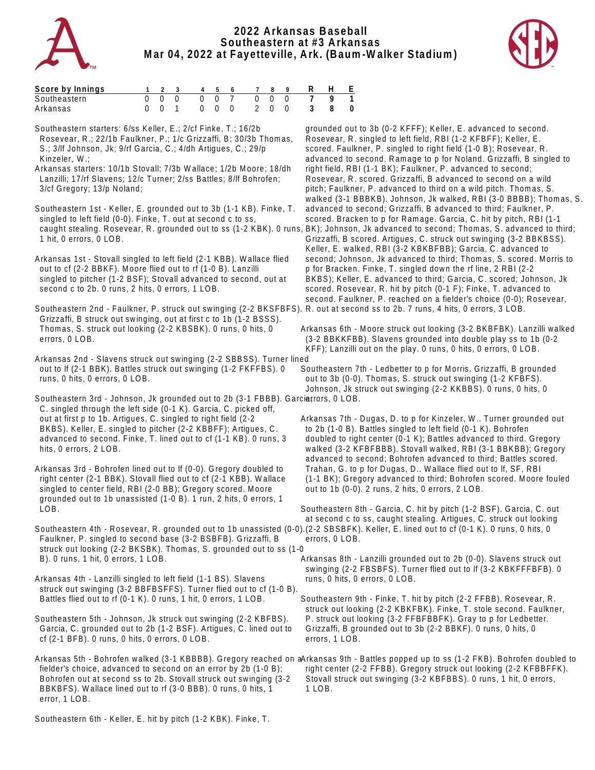# 2022 Arkansas Baseball
## Southeastern at #3 Arkansas
### Mar 04, 2022 at Fayetteville, Ark. (Baum-Walker Stadium)

| Score by Innings | 1 | 2 | 3 | 4 | 5 | 6 | 7 | 8 | 9 | R | H | E |
|---|---|---|---|---|---|---|---|---|---|---|---|---|
| Southeastern | 0 | 0 | 0 | 0 | 0 | 7 | 0 | 0 | 0 | 7 | 9 | 1 |
| Arkansas | 0 | 0 | 1 | 0 | 0 | 0 | 2 | 0 | 0 | 3 | 8 | 0 |

Southeastern starters: 6/ss Keller, E.; 2/cf Finke, T.; 16/2b Rosevear, R.; 22/1b Faulkner, P.; 1/c Grizzaffi, B; 30/3b Thomas, S.; 3/lf Johnson, Jk; 9/rf Garcia, C.; 4/dh Artigues, C.; 29/p Kinzeler, W.;
Arkansas starters: 10/1b Stovall; 7/3b Wallace; 1/2b Moore; 18/dh Lanzilli; 17/rf Slavens; 12/c Turner; 2/ss Battles; 8/lf Bohrofen; 3/cf Gregory; 13/p Noland;

Southeastern 1st - Keller, E. grounded out to 3b (1-1 KB). Finke, T. singled to left field (0-0). Finke, T. out at second c to ss, caught stealing. Rosevear, R. grounded out to ss (1-2 KBK). 0 runs, 1 hit, 0 errors, 0 LOB.

Arkansas 1st - Stovall singled to left field (2-1 KBB). Wallace flied out to cf (2-2 BBKF). Moore flied out to rf (1-0 B). Lanzilli singled to pitcher (1-2 BSF); Stovall advanced to second, out at second c to 2b. 0 runs, 2 hits, 0 errors, 1 LOB.

Southeastern 2nd - Faulkner, P. struck out swinging (2-2 BKSFBFS). Grizzaffi, B struck out swinging, out at first c to 1b (1-2 BSSS). Thomas, S. struck out looking (2-2 KBSBK). 0 runs, 0 hits, 0 errors, 0 LOB.

Arkansas 2nd - Slavens struck out swinging (2-2 SBBSS). Turner lined out to lf (2-1 BBK). Battles struck out swinging (1-2 FKFFBS). 0 runs, 0 hits, 0 errors, 0 LOB.

Southeastern 3rd - Johnson, Jk grounded out to 2b (3-1 FBBB). Garcia, C. singled through the left side (0-1 K). Garcia, C. picked off, out at first p to 1b. Artigues, C. singled to right field (2-2 BKBS). Keller, E. singled to pitcher (2-2 KBBFF); Artigues, C. advanced to second. Finke, T. lined out to cf (1-1 KB). 0 runs, 3 hits, 0 errors, 2 LOB.

Arkansas 3rd - Bohrofen lined out to lf (0-0). Gregory doubled to right center (2-1 BBK). Stovall flied out to cf (2-1 KBB). Wallace singled to center field, RBI (2-0 BB); Gregory scored. Moore grounded out to 1b unassisted (1-0 B). 1 run, 2 hits, 0 errors, 1 LOB.

Southeastern 4th - Rosevear, R. grounded out to 1b unassisted (0-0). Faulkner, P. singled to second base (3-2 BSBFB). Grizzaffi, B struck out looking (2-2 BKSBK). Thomas, S. grounded out to ss (1-0 B). 0 runs, 1 hit, 0 errors, 1 LOB.

Arkansas 4th - Lanzilli singled to left field (1-1 BS). Slavens struck out swinging (3-2 BBFBSFFS). Turner flied out to cf (1-0 B). Battles flied out to rf (0-1 K). 0 runs, 1 hit, 0 errors, 1 LOB.

Southeastern 5th - Johnson, Jk struck out swinging (2-2 KBFBS). Garcia, C. grounded out to 2b (1-2 BSF). Artigues, C. lined out to cf (2-1 BFB). 0 runs, 0 hits, 0 errors, 0 LOB.

Arkansas 5th - Bohrofen walked (3-1 KBBBB). Gregory reached on a fielder's choice, advanced to second on an error by 2b (1-0 B); Bohrofen out at second ss to 2b. Stovall struck out swinging (3-2 BBKBFS). Wallace lined out to rf (3-0 BBB). 0 runs, 0 hits, 1 error, 1 LOB.

Southeastern 6th - Keller, E. hit by pitch (1-2 KBK). Finke, T. grounded out to 3b (0-2 KFFF); Keller, E. advanced to second. Rosevear, R. singled to left field, RBI (1-2 KFBFF); Keller, E. scored. Faulkner, P. singled to right field (1-0 B); Rosevear, R. advanced to second. Ramage to p for Noland. Grizzaffi, B singled to right field, RBI (1-1 BK); Faulkner, P. advanced to second; Rosevear, R. scored. Grizzaffi, B advanced to second on a wild pitch; Faulkner, P. advanced to third on a wild pitch. Thomas, S. walked (3-1 BBBKB). Johnson, Jk walked, RBI (3-0 BBBB); Thomas, S. advanced to second; Grizzaffi, B advanced to third; Faulkner, P. scored. Bracken to p for Ramage. Garcia, C. hit by pitch, RBI (1-1 BK); Johnson, Jk advanced to second; Thomas, S. advanced to third; Grizzaffi, B scored. Artigues, C. struck out swinging (3-2 BBKBSS). Keller, E. walked, RBI (3-2 KBKBFBB); Garcia, C. advanced to second; Johnson, Jk advanced to third; Thomas, S. scored. Morris to p for Bracken. Finke, T. singled down the rf line, 2 RBI (2-2 BKBS); Keller, E. advanced to third; Garcia, C. scored; Johnson, Jk scored. Rosevear, R. hit by pitch (0-1 F); Finke, T. advanced to second. Faulkner, P. reached on a fielder's choice (0-0); Rosevear, R. out at second ss to 2b. 7 runs, 4 hits, 0 errors, 3 LOB.

Arkansas 6th - Moore struck out looking (3-2 BKBFBK). Lanzilli walked (3-2 BBKKFBB). Slavens grounded into double play ss to 1b (0-2 KFF); Lanzilli out on the play. 0 runs, 0 hits, 0 errors, 0 LOB.

Southeastern 7th - Ledbetter to p for Morris. Grizzaffi, B grounded out to 3b (0-0). Thomas, S. struck out swinging (1-2 KFBFS). Johnson, Jk struck out swinging (2-2 KKBBS). 0 runs, 0 hits, 0 errors, 0 LOB.

Arkansas 7th - Dugas, D. to p for Kinzeler, W.. Turner grounded out to 2b (1-0 B). Battles singled to left field (0-1 K). Bohrofen doubled to right center (0-1 K); Battles advanced to third. Gregory walked (3-2 KFBFBBB). Stovall walked, RBI (3-1 BBKBB); Gregory advanced to second; Bohrofen advanced to third; Battles scored. Trahan, G. to p for Dugas, D.. Wallace flied out to lf, SF, RBI (1-1 BK); Gregory advanced to third; Bohrofen scored. Moore fouled out to 1b (0-0). 2 runs, 2 hits, 0 errors, 2 LOB.

Southeastern 8th - Garcia, C. hit by pitch (1-2 BSF). Garcia, C. out at second c to ss, caught stealing. Artigues, C. struck out looking (2-2 SBSBFK). Keller, E. lined out to cf (0-1 K). 0 runs, 0 hits, 0 errors, 0 LOB.

Arkansas 8th - Lanzilli grounded out to 2b (0-0). Slavens struck out swinging (2-2 FBSBFS). Turner flied out to lf (3-2 KBKFFFBFB). 0 runs, 0 hits, 0 errors, 0 LOB.

Southeastern 9th - Finke, T. hit by pitch (2-2 FFBB). Rosevear, R. struck out looking (2-2 KBKFBK). Finke, T. stole second. Faulkner, P. struck out looking (3-2 FFBFBBFK). Gray to p for Ledbetter. Grizzaffi, B grounded out to 3b (2-2 BBKF). 0 runs, 0 hits, 0 errors, 1 LOB.

Arkansas 9th - Battles popped up to ss (1-2 FKB). Bohrofen doubled to right center (2-2 FFBB). Gregory struck out looking (2-2 KFBBFFK). Stovall struck out swinging (3-2 KBFBBS). 0 runs, 1 hit, 0 errors, 1 LOB.